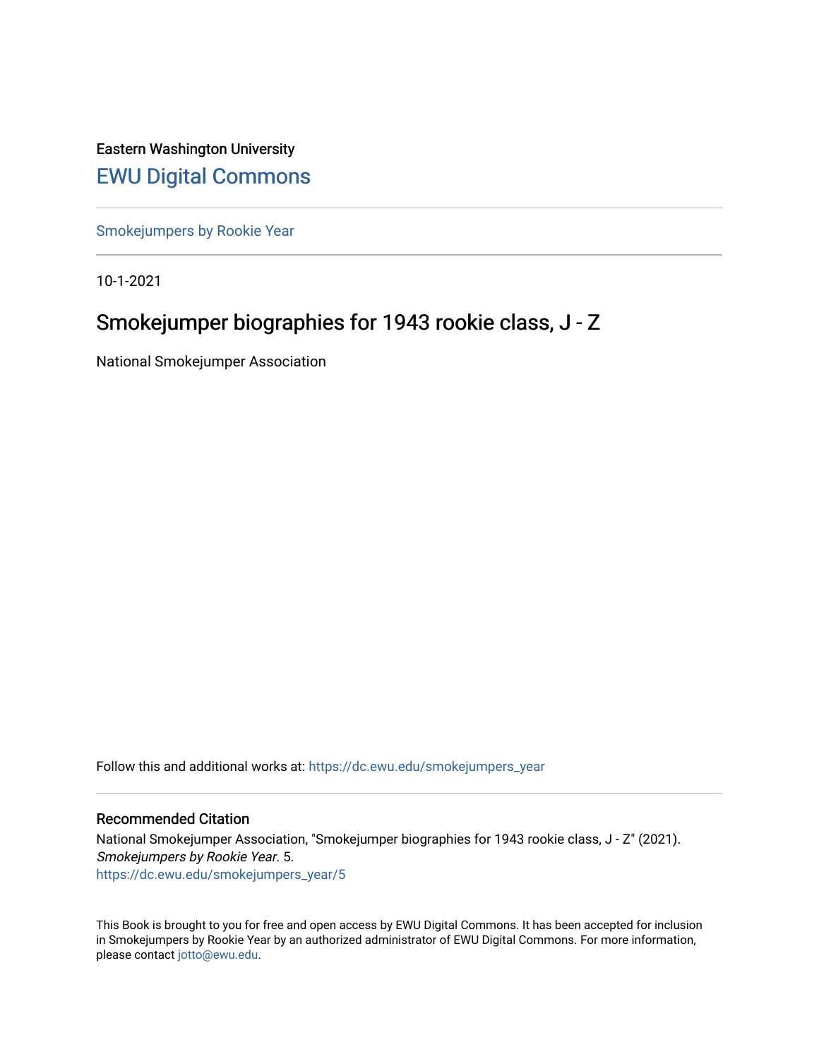Eastern Washington University

# EWU Digital Commons

Smokejumpers by Rookie Year

10-1-2021

## Smokejumper biographies for 1943 rookie class, J - Z

National Smokejumper Association

Follow this and additional works at: https://dc.ewu.edu/smokejumpers_year

### Recommended Citation

National Smokejumper Association, "Smokejumper biographies for 1943 rookie class, J - Z" (2021). *Smokejumpers by Rookie Year*. 5.
https://dc.ewu.edu/smokejumpers_year/5

This Book is brought to you for free and open access by EWU Digital Commons. It has been accepted for inclusion in Smokejumpers by Rookie Year by an authorized administrator of EWU Digital Commons. For more information, please contact jotto@ewu.edu.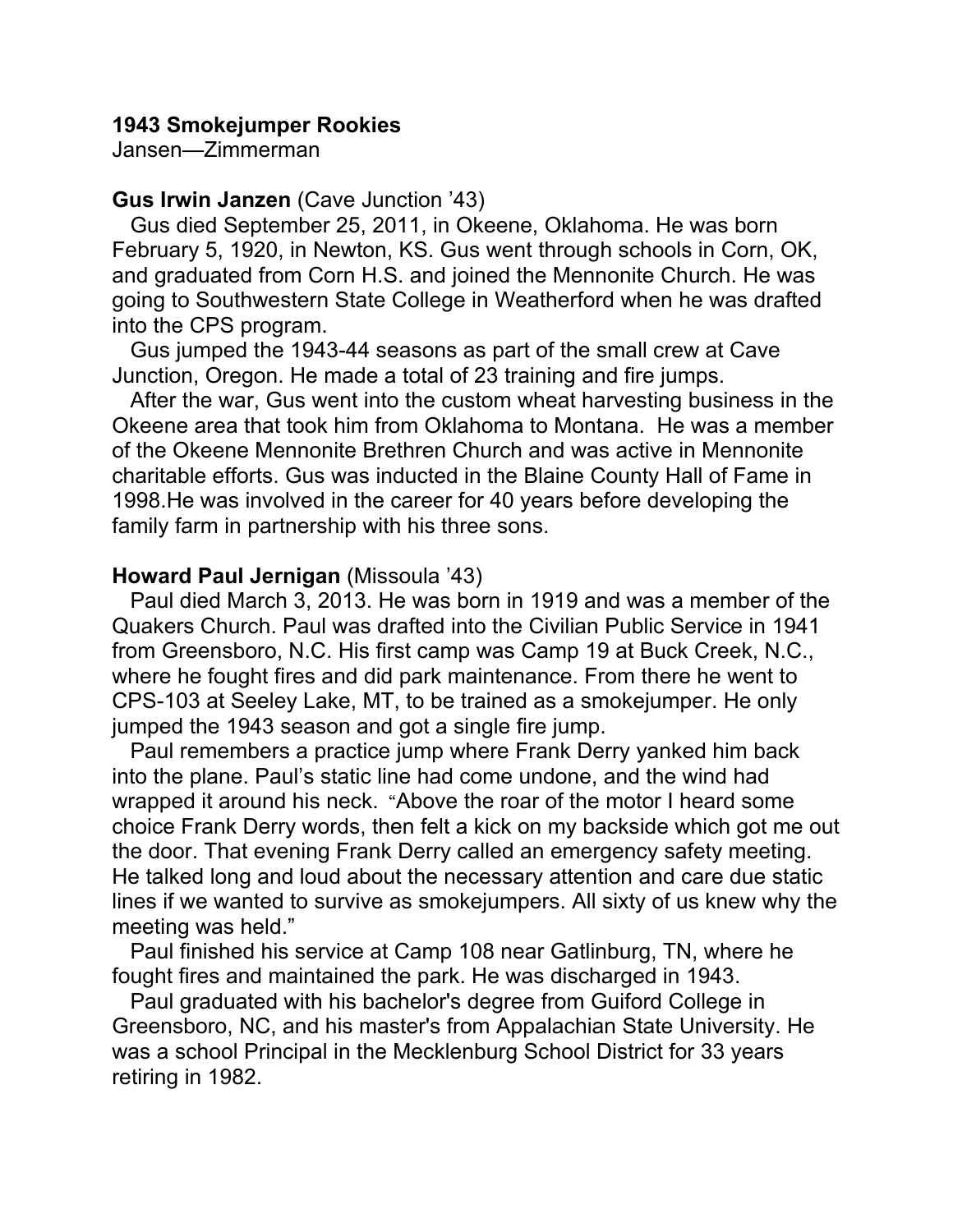**1943 Smokejumper Rookies**
Jansen—Zimmerman

**Gus Irwin Janzen** (Cave Junction '43)

Gus died September 25, 2011, in Okeene, Oklahoma. He was born February 5, 1920, in Newton, KS. Gus went through schools in Corn, OK, and graduated from Corn H.S. and joined the Mennonite Church. He was going to Southwestern State College in Weatherford when he was drafted into the CPS program.

Gus jumped the 1943-44 seasons as part of the small crew at Cave Junction, Oregon. He made a total of 23 training and fire jumps.

After the war, Gus went into the custom wheat harvesting business in the Okeene area that took him from Oklahoma to Montana. He was a member of the Okeene Mennonite Brethren Church and was active in Mennonite charitable efforts. Gus was inducted in the Blaine County Hall of Fame in 1998.He was involved in the career for 40 years before developing the family farm in partnership with his three sons.

**Howard Paul Jernigan** (Missoula '43)

Paul died March 3, 2013. He was born in 1919 and was a member of the Quakers Church. Paul was drafted into the Civilian Public Service in 1941 from Greensboro, N.C. His first camp was Camp 19 at Buck Creek, N.C., where he fought fires and did park maintenance. From there he went to CPS-103 at Seeley Lake, MT, to be trained as a smokejumper. He only jumped the 1943 season and got a single fire jump.

Paul remembers a practice jump where Frank Derry yanked him back into the plane. Paul's static line had come undone, and the wind had wrapped it around his neck. "Above the roar of the motor I heard some choice Frank Derry words, then felt a kick on my backside which got me out the door. That evening Frank Derry called an emergency safety meeting. He talked long and loud about the necessary attention and care due static lines if we wanted to survive as smokejumpers. All sixty of us knew why the meeting was held."

Paul finished his service at Camp 108 near Gatlinburg, TN, where he fought fires and maintained the park. He was discharged in 1943.

Paul graduated with his bachelor's degree from Guiford College in Greensboro, NC, and his master's from Appalachian State University. He was a school Principal in the Mecklenburg School District for 33 years retiring in 1982.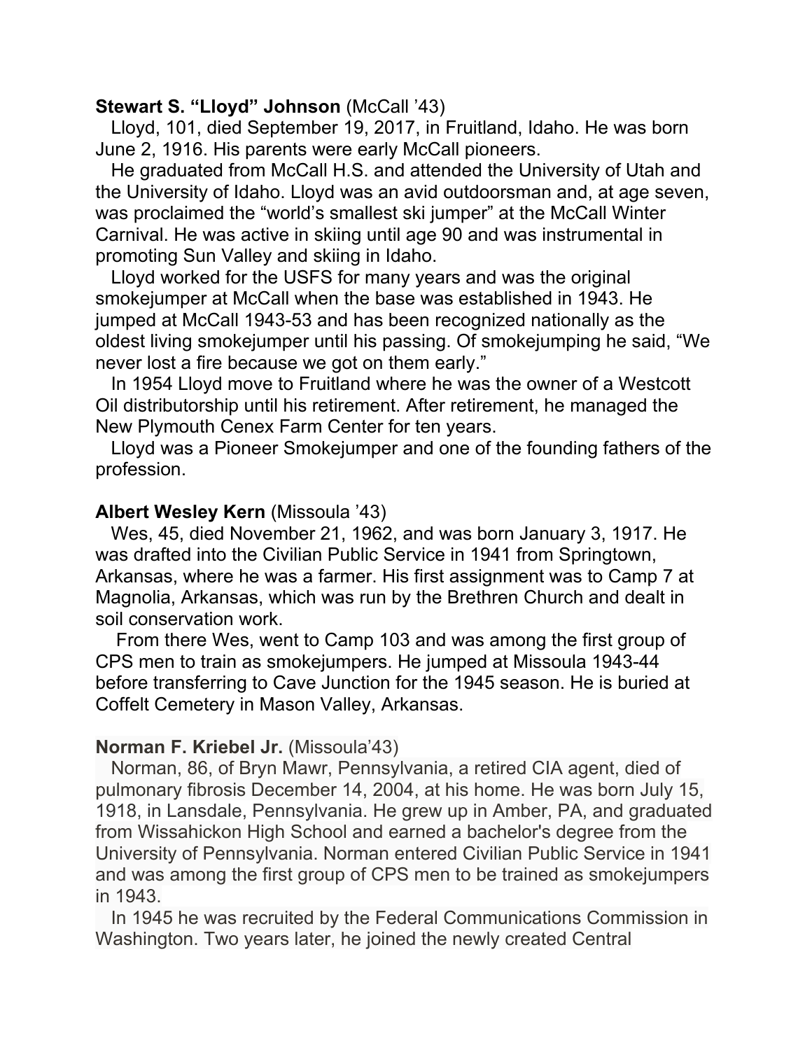**Stewart S. “Lloyd” Johnson** (McCall ’43)

Lloyd, 101, died September 19, 2017, in Fruitland, Idaho. He was born June 2, 1916. His parents were early McCall pioneers.

He graduated from McCall H.S. and attended the University of Utah and the University of Idaho. Lloyd was an avid outdoorsman and, at age seven, was proclaimed the “world’s smallest ski jumper” at the McCall Winter Carnival. He was active in skiing until age 90 and was instrumental in promoting Sun Valley and skiing in Idaho.

Lloyd worked for the USFS for many years and was the original smokejumper at McCall when the base was established in 1943. He jumped at McCall 1943-53 and has been recognized nationally as the oldest living smokejumper until his passing. Of smokejumping he said, “We never lost a fire because we got on them early.”

In 1954 Lloyd move to Fruitland where he was the owner of a Westcott Oil distributorship until his retirement. After retirement, he managed the New Plymouth Cenex Farm Center for ten years.

Lloyd was a Pioneer Smokejumper and one of the founding fathers of the profession.

**Albert Wesley Kern** (Missoula ’43)

Wes, 45, died November 21, 1962, and was born January 3, 1917. He was drafted into the Civilian Public Service in 1941 from Springtown, Arkansas, where he was a farmer. His first assignment was to Camp 7 at Magnolia, Arkansas, which was run by the Brethren Church and dealt in soil conservation work.

From there Wes, went to Camp 103 and was among the first group of CPS men to train as smokejumpers. He jumped at Missoula 1943-44 before transferring to Cave Junction for the 1945 season. He is buried at Coffelt Cemetery in Mason Valley, Arkansas.

**Norman F. Kriebel Jr.** (Missoula’43)

Norman, 86, of Bryn Mawr, Pennsylvania, a retired CIA agent, died of pulmonary fibrosis December 14, 2004, at his home. He was born July 15, 1918, in Lansdale, Pennsylvania. He grew up in Amber, PA, and graduated from Wissahickon High School and earned a bachelor's degree from the University of Pennsylvania. Norman entered Civilian Public Service in 1941 and was among the first group of CPS men to be trained as smokejumpers in 1943.

In 1945 he was recruited by the Federal Communications Commission in Washington. Two years later, he joined the newly created Central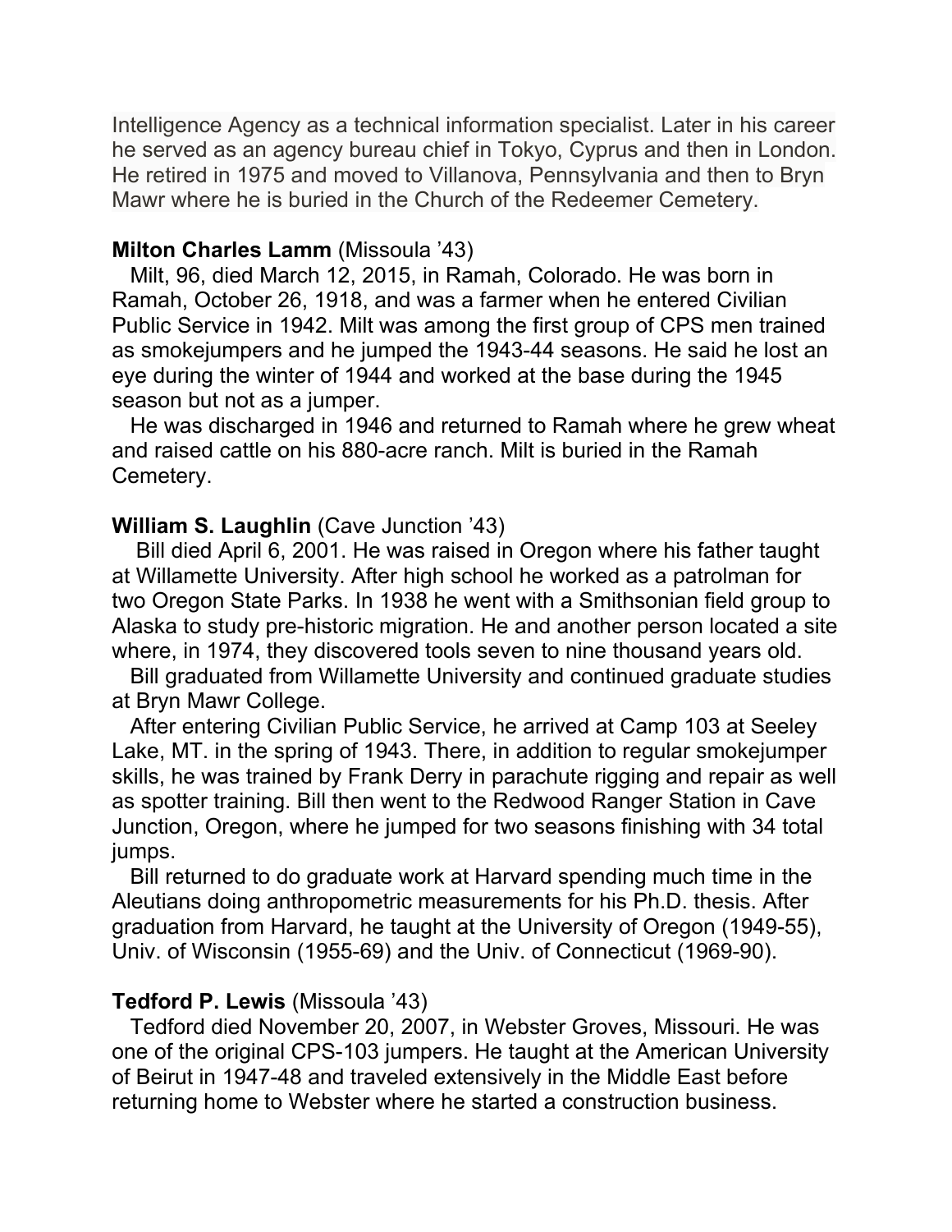Intelligence Agency as a technical information specialist. Later in his career he served as an agency bureau chief in Tokyo, Cyprus and then in London. He retired in 1975 and moved to Villanova, Pennsylvania and then to Bryn Mawr where he is buried in the Church of the Redeemer Cemetery.

**Milton Charles Lamm** (Missoula '43)

Milt, 96, died March 12, 2015, in Ramah, Colorado. He was born in Ramah, October 26, 1918, and was a farmer when he entered Civilian Public Service in 1942. Milt was among the first group of CPS men trained as smokejumpers and he jumped the 1943-44 seasons. He said he lost an eye during the winter of 1944 and worked at the base during the 1945 season but not as a jumper.

He was discharged in 1946 and returned to Ramah where he grew wheat and raised cattle on his 880-acre ranch. Milt is buried in the Ramah Cemetery.

**William S. Laughlin** (Cave Junction '43)

Bill died April 6, 2001. He was raised in Oregon where his father taught at Willamette University. After high school he worked as a patrolman for two Oregon State Parks. In 1938 he went with a Smithsonian field group to Alaska to study pre-historic migration. He and another person located a site where, in 1974, they discovered tools seven to nine thousand years old.

Bill graduated from Willamette University and continued graduate studies at Bryn Mawr College.

After entering Civilian Public Service, he arrived at Camp 103 at Seeley Lake, MT. in the spring of 1943. There, in addition to regular smokejumper skills, he was trained by Frank Derry in parachute rigging and repair as well as spotter training. Bill then went to the Redwood Ranger Station in Cave Junction, Oregon, where he jumped for two seasons finishing with 34 total jumps.

Bill returned to do graduate work at Harvard spending much time in the Aleutians doing anthropometric measurements for his Ph.D. thesis. After graduation from Harvard, he taught at the University of Oregon (1949-55), Univ. of Wisconsin (1955-69) and the Univ. of Connecticut (1969-90).

**Tedford P. Lewis** (Missoula '43)

Tedford died November 20, 2007, in Webster Groves, Missouri. He was one of the original CPS-103 jumpers. He taught at the American University of Beirut in 1947-48 and traveled extensively in the Middle East before returning home to Webster where he started a construction business.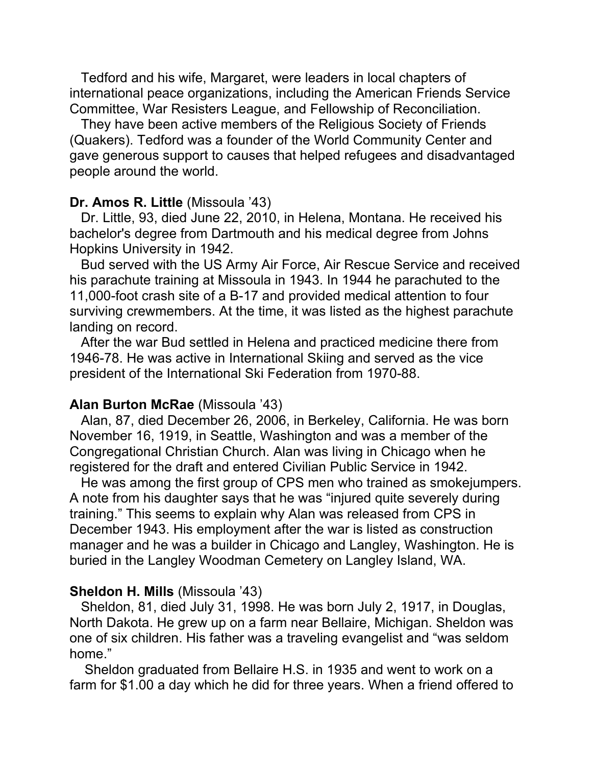Tedford and his wife, Margaret, were leaders in local chapters of international peace organizations, including the American Friends Service Committee, War Resisters League, and Fellowship of Reconciliation.

They have been active members of the Religious Society of Friends (Quakers). Tedford was a founder of the World Community Center and gave generous support to causes that helped refugees and disadvantaged people around the world.

**Dr. Amos R. Little** (Missoula ’43)

Dr. Little, 93, died June 22, 2010, in Helena, Montana. He received his bachelor's degree from Dartmouth and his medical degree from Johns Hopkins University in 1942.

Bud served with the US Army Air Force, Air Rescue Service and received his parachute training at Missoula in 1943. In 1944 he parachuted to the 11,000-foot crash site of a B-17 and provided medical attention to four surviving crewmembers. At the time, it was listed as the highest parachute landing on record.

After the war Bud settled in Helena and practiced medicine there from 1946-78. He was active in International Skiing and served as the vice president of the International Ski Federation from 1970-88.

**Alan Burton McRae** (Missoula ’43)

Alan, 87, died December 26, 2006, in Berkeley, California. He was born November 16, 1919, in Seattle, Washington and was a member of the Congregational Christian Church. Alan was living in Chicago when he registered for the draft and entered Civilian Public Service in 1942.

He was among the first group of CPS men who trained as smokejumpers. A note from his daughter says that he was “injured quite severely during training.” This seems to explain why Alan was released from CPS in December 1943. His employment after the war is listed as construction manager and he was a builder in Chicago and Langley, Washington. He is buried in the Langley Woodman Cemetery on Langley Island, WA.

**Sheldon H. Mills** (Missoula ’43)

Sheldon, 81, died July 31, 1998. He was born July 2, 1917, in Douglas, North Dakota. He grew up on a farm near Bellaire, Michigan. Sheldon was one of six children. His father was a traveling evangelist and “was seldom home.”

Sheldon graduated from Bellaire H.S. in 1935 and went to work on a farm for $1.00 a day which he did for three years. When a friend offered to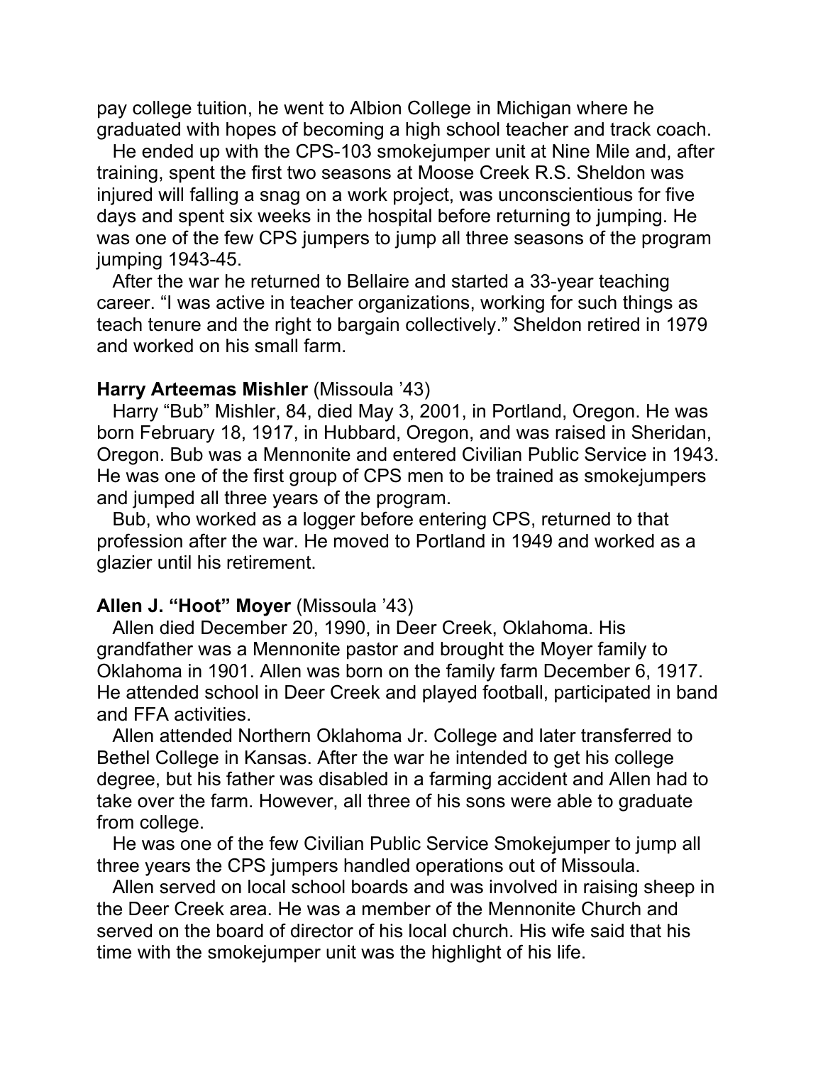pay college tuition, he went to Albion College in Michigan where he graduated with hopes of becoming a high school teacher and track coach.

He ended up with the CPS-103 smokejumper unit at Nine Mile and, after training, spent the first two seasons at Moose Creek R.S. Sheldon was injured will falling a snag on a work project, was unconscientious for five days and spent six weeks in the hospital before returning to jumping. He was one of the few CPS jumpers to jump all three seasons of the program jumping 1943-45.

After the war he returned to Bellaire and started a 33-year teaching career. "I was active in teacher organizations, working for such things as teach tenure and the right to bargain collectively." Sheldon retired in 1979 and worked on his small farm.

**Harry Arteemas Mishler** (Missoula '43)

Harry "Bub" Mishler, 84, died May 3, 2001, in Portland, Oregon. He was born February 18, 1917, in Hubbard, Oregon, and was raised in Sheridan, Oregon. Bub was a Mennonite and entered Civilian Public Service in 1943. He was one of the first group of CPS men to be trained as smokejumpers and jumped all three years of the program.

Bub, who worked as a logger before entering CPS, returned to that profession after the war. He moved to Portland in 1949 and worked as a glazier until his retirement.

**Allen J. "Hoot" Moyer** (Missoula '43)

Allen died December 20, 1990, in Deer Creek, Oklahoma. His grandfather was a Mennonite pastor and brought the Moyer family to Oklahoma in 1901. Allen was born on the family farm December 6, 1917. He attended school in Deer Creek and played football, participated in band and FFA activities.

Allen attended Northern Oklahoma Jr. College and later transferred to Bethel College in Kansas. After the war he intended to get his college degree, but his father was disabled in a farming accident and Allen had to take over the farm. However, all three of his sons were able to graduate from college.

He was one of the few Civilian Public Service Smokejumper to jump all three years the CPS jumpers handled operations out of Missoula.

Allen served on local school boards and was involved in raising sheep in the Deer Creek area. He was a member of the Mennonite Church and served on the board of director of his local church. His wife said that his time with the smokejumper unit was the highlight of his life.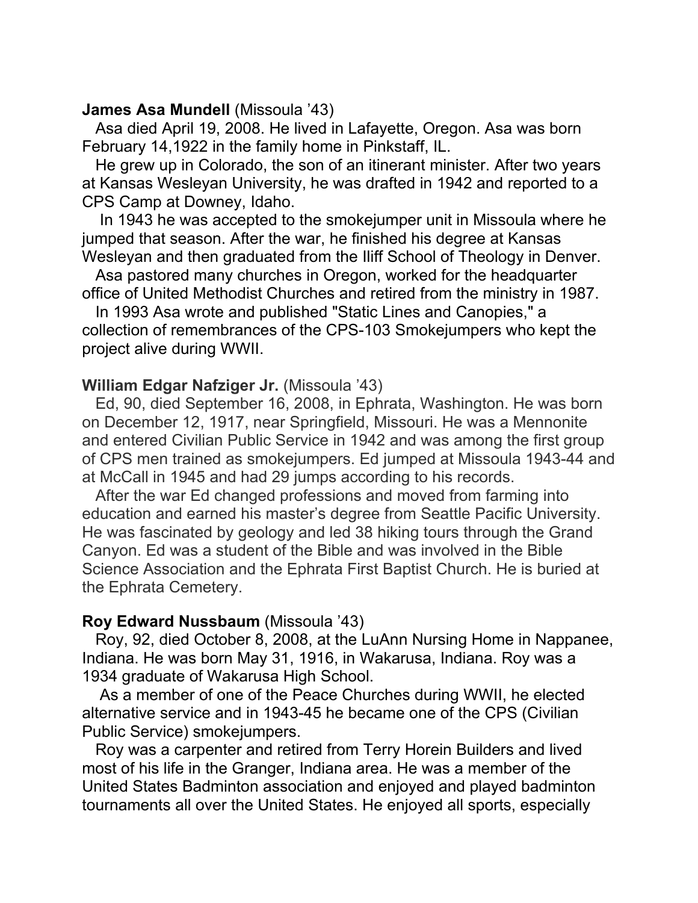**James Asa Mundell** (Missoula '43)

Asa died April 19, 2008. He lived in Lafayette, Oregon. Asa was born February 14,1922 in the family home in Pinkstaff, IL.

He grew up in Colorado, the son of an itinerant minister. After two years at Kansas Wesleyan University, he was drafted in 1942 and reported to a CPS Camp at Downey, Idaho.

In 1943 he was accepted to the smokejumper unit in Missoula where he jumped that season. After the war, he finished his degree at Kansas Wesleyan and then graduated from the Iliff School of Theology in Denver.

Asa pastored many churches in Oregon, worked for the headquarter office of United Methodist Churches and retired from the ministry in 1987.

In 1993 Asa wrote and published "Static Lines and Canopies," a collection of remembrances of the CPS-103 Smokejumpers who kept the project alive during WWII.

**William Edgar Nafziger Jr.** (Missoula '43)

Ed, 90, died September 16, 2008, in Ephrata, Washington. He was born on December 12, 1917, near Springfield, Missouri. He was a Mennonite and entered Civilian Public Service in 1942 and was among the first group of CPS men trained as smokejumpers. Ed jumped at Missoula 1943-44 and at McCall in 1945 and had 29 jumps according to his records.

After the war Ed changed professions and moved from farming into education and earned his master's degree from Seattle Pacific University. He was fascinated by geology and led 38 hiking tours through the Grand Canyon. Ed was a student of the Bible and was involved in the Bible Science Association and the Ephrata First Baptist Church. He is buried at the Ephrata Cemetery.

**Roy Edward Nussbaum** (Missoula '43)

Roy, 92, died October 8, 2008, at the LuAnn Nursing Home in Nappanee, Indiana. He was born May 31, 1916, in Wakarusa, Indiana. Roy was a 1934 graduate of Wakarusa High School.

As a member of one of the Peace Churches during WWII, he elected alternative service and in 1943-45 he became one of the CPS (Civilian Public Service) smokejumpers.

Roy was a carpenter and retired from Terry Horein Builders and lived most of his life in the Granger, Indiana area. He was a member of the United States Badminton association and enjoyed and played badminton tournaments all over the United States. He enjoyed all sports, especially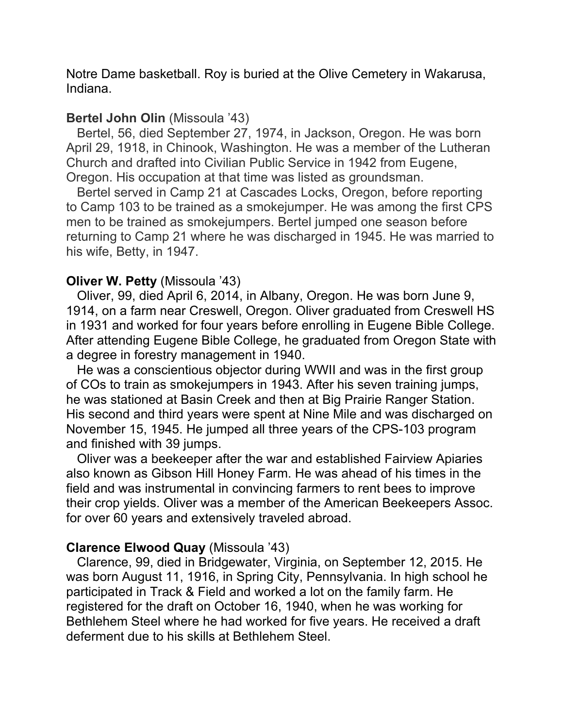Notre Dame basketball. Roy is buried at the Olive Cemetery in Wakarusa, Indiana.

**Bertel John Olin** (Missoula '43)

Bertel, 56, died September 27, 1974, in Jackson, Oregon. He was born April 29, 1918, in Chinook, Washington. He was a member of the Lutheran Church and drafted into Civilian Public Service in 1942 from Eugene, Oregon. His occupation at that time was listed as groundsman.

Bertel served in Camp 21 at Cascades Locks, Oregon, before reporting to Camp 103 to be trained as a smokejumper. He was among the first CPS men to be trained as smokejumpers. Bertel jumped one season before returning to Camp 21 where he was discharged in 1945. He was married to his wife, Betty, in 1947.

**Oliver W. Petty** (Missoula '43)

Oliver, 99, died April 6, 2014, in Albany, Oregon. He was born June 9, 1914, on a farm near Creswell, Oregon. Oliver graduated from Creswell HS in 1931 and worked for four years before enrolling in Eugene Bible College. After attending Eugene Bible College, he graduated from Oregon State with a degree in forestry management in 1940.

He was a conscientious objector during WWII and was in the first group of COs to train as smokejumpers in 1943. After his seven training jumps, he was stationed at Basin Creek and then at Big Prairie Ranger Station. His second and third years were spent at Nine Mile and was discharged on November 15, 1945. He jumped all three years of the CPS-103 program and finished with 39 jumps.

Oliver was a beekeeper after the war and established Fairview Apiaries also known as Gibson Hill Honey Farm. He was ahead of his times in the field and was instrumental in convincing farmers to rent bees to improve their crop yields. Oliver was a member of the American Beekeepers Assoc. for over 60 years and extensively traveled abroad.

**Clarence Elwood Quay** (Missoula '43)

Clarence, 99, died in Bridgewater, Virginia, on September 12, 2015. He was born August 11, 1916, in Spring City, Pennsylvania. In high school he participated in Track & Field and worked a lot on the family farm. He registered for the draft on October 16, 1940, when he was working for Bethlehem Steel where he had worked for five years. He received a draft deferment due to his skills at Bethlehem Steel.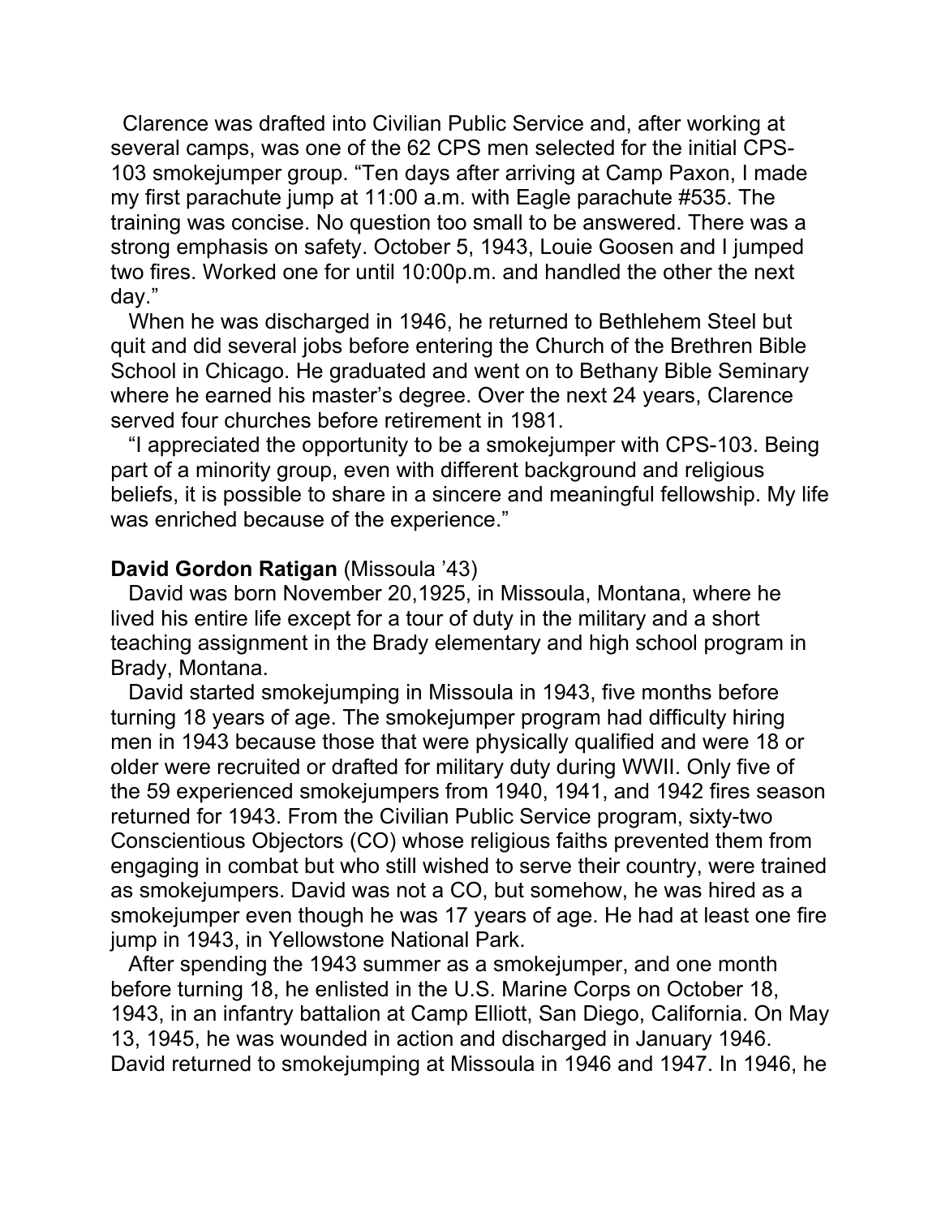Clarence was drafted into Civilian Public Service and, after working at several camps, was one of the 62 CPS men selected for the initial CPS-103 smokejumper group. "Ten days after arriving at Camp Paxon, I made my first parachute jump at 11:00 a.m. with Eagle parachute #535. The training was concise. No question too small to be answered. There was a strong emphasis on safety. October 5, 1943, Louie Goosen and I jumped two fires. Worked one for until 10:00p.m. and handled the other the next day."

When he was discharged in 1946, he returned to Bethlehem Steel but quit and did several jobs before entering the Church of the Brethren Bible School in Chicago. He graduated and went on to Bethany Bible Seminary where he earned his master's degree. Over the next 24 years, Clarence served four churches before retirement in 1981.

"I appreciated the opportunity to be a smokejumper with CPS-103. Being part of a minority group, even with different background and religious beliefs, it is possible to share in a sincere and meaningful fellowship. My life was enriched because of the experience."

**David Gordon Ratigan** (Missoula '43)

David was born November 20,1925, in Missoula, Montana, where he lived his entire life except for a tour of duty in the military and a short teaching assignment in the Brady elementary and high school program in Brady, Montana.

David started smokejumping in Missoula in 1943, five months before turning 18 years of age. The smokejumper program had difficulty hiring men in 1943 because those that were physically qualified and were 18 or older were recruited or drafted for military duty during WWII. Only five of the 59 experienced smokejumpers from 1940, 1941, and 1942 fires season returned for 1943. From the Civilian Public Service program, sixty-two Conscientious Objectors (CO) whose religious faiths prevented them from engaging in combat but who still wished to serve their country, were trained as smokejumpers. David was not a CO, but somehow, he was hired as a smokejumper even though he was 17 years of age. He had at least one fire jump in 1943, in Yellowstone National Park.

After spending the 1943 summer as a smokejumper, and one month before turning 18, he enlisted in the U.S. Marine Corps on October 18, 1943, in an infantry battalion at Camp Elliott, San Diego, California. On May 13, 1945, he was wounded in action and discharged in January 1946. David returned to smokejumping at Missoula in 1946 and 1947. In 1946, he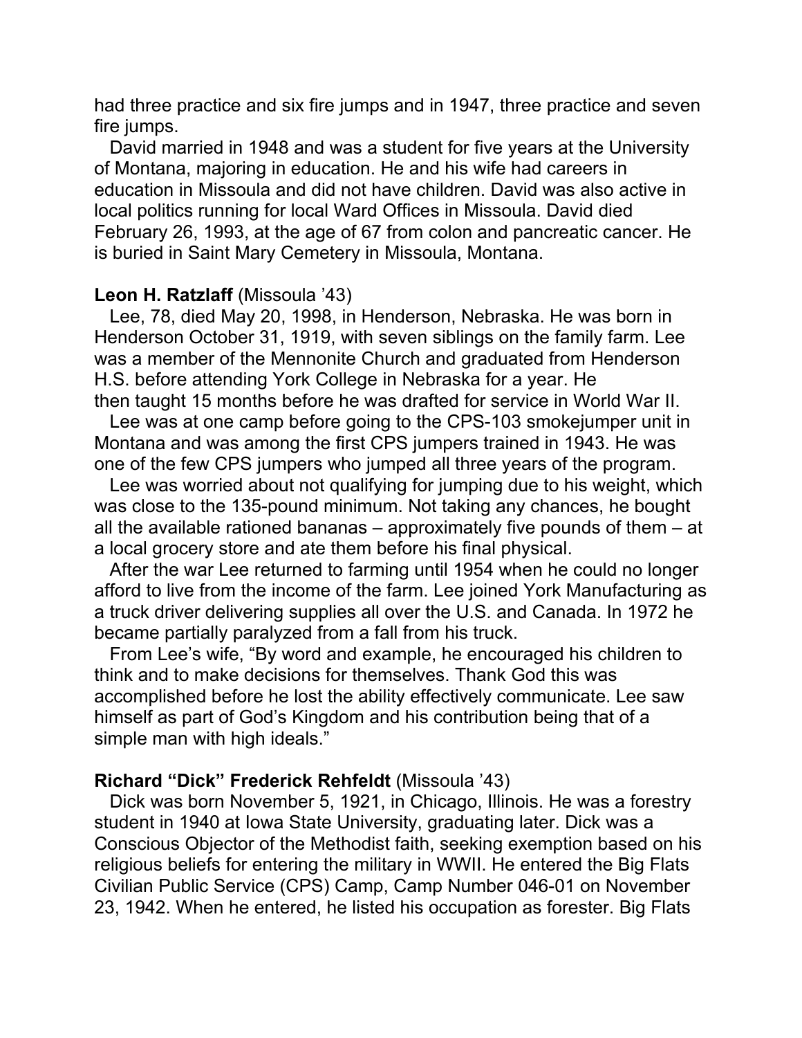had three practice and six fire jumps and in 1947, three practice and seven fire jumps.

David married in 1948 and was a student for five years at the University of Montana, majoring in education. He and his wife had careers in education in Missoula and did not have children. David was also active in local politics running for local Ward Offices in Missoula. David died February 26, 1993, at the age of 67 from colon and pancreatic cancer. He is buried in Saint Mary Cemetery in Missoula, Montana.

**Leon H. Ratzlaff** (Missoula ’43)

Lee, 78, died May 20, 1998, in Henderson, Nebraska. He was born in Henderson October 31, 1919, with seven siblings on the family farm. Lee was a member of the Mennonite Church and graduated from Henderson H.S. before attending York College in Nebraska for a year. He then taught 15 months before he was drafted for service in World War II.

Lee was at one camp before going to the CPS-103 smokejumper unit in Montana and was among the first CPS jumpers trained in 1943. He was one of the few CPS jumpers who jumped all three years of the program.

Lee was worried about not qualifying for jumping due to his weight, which was close to the 135-pound minimum. Not taking any chances, he bought all the available rationed bananas – approximately five pounds of them – at a local grocery store and ate them before his final physical.

After the war Lee returned to farming until 1954 when he could no longer afford to live from the income of the farm. Lee joined York Manufacturing as a truck driver delivering supplies all over the U.S. and Canada. In 1972 he became partially paralyzed from a fall from his truck.

From Lee’s wife, “By word and example, he encouraged his children to think and to make decisions for themselves. Thank God this was accomplished before he lost the ability effectively communicate. Lee saw himself as part of God’s Kingdom and his contribution being that of a simple man with high ideals.”

**Richard “Dick” Frederick Rehfeldt** (Missoula ’43)

Dick was born November 5, 1921, in Chicago, Illinois. He was a forestry student in 1940 at Iowa State University, graduating later. Dick was a Conscious Objector of the Methodist faith, seeking exemption based on his religious beliefs for entering the military in WWII. He entered the Big Flats Civilian Public Service (CPS) Camp, Camp Number 046-01 on November 23, 1942. When he entered, he listed his occupation as forester. Big Flats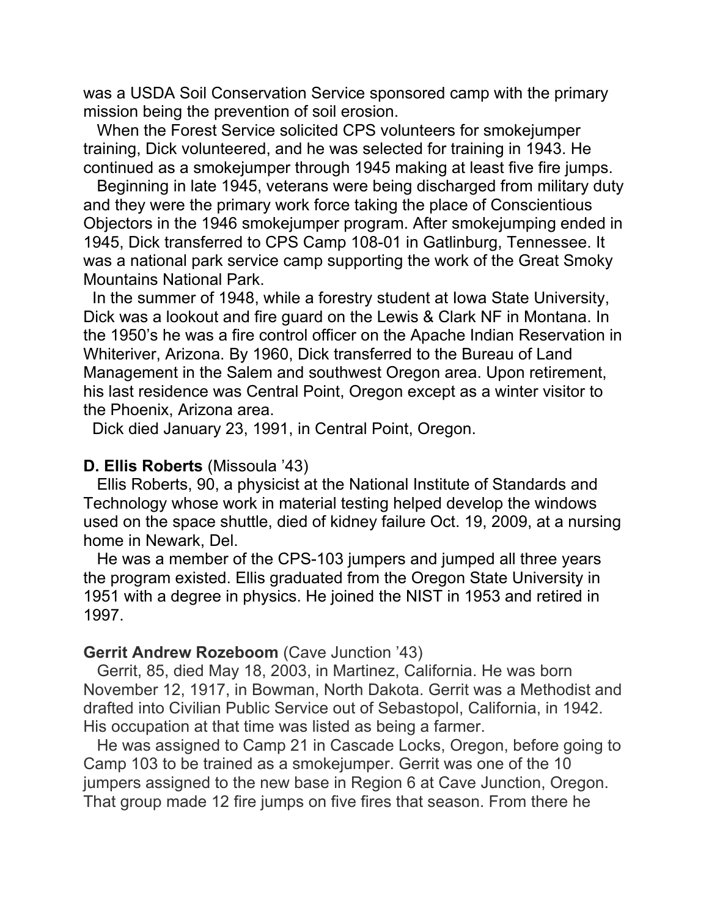was a USDA Soil Conservation Service sponsored camp with the primary mission being the prevention of soil erosion.

When the Forest Service solicited CPS volunteers for smokejumper training, Dick volunteered, and he was selected for training in 1943. He continued as a smokejumper through 1945 making at least five fire jumps.

Beginning in late 1945, veterans were being discharged from military duty and they were the primary work force taking the place of Conscientious Objectors in the 1946 smokejumper program. After smokejumping ended in 1945, Dick transferred to CPS Camp 108-01 in Gatlinburg, Tennessee. It was a national park service camp supporting the work of the Great Smoky Mountains National Park.

In the summer of 1948, while a forestry student at Iowa State University, Dick was a lookout and fire guard on the Lewis & Clark NF in Montana. In the 1950's he was a fire control officer on the Apache Indian Reservation in Whiteriver, Arizona. By 1960, Dick transferred to the Bureau of Land Management in the Salem and southwest Oregon area. Upon retirement, his last residence was Central Point, Oregon except as a winter visitor to the Phoenix, Arizona area.

Dick died January 23, 1991, in Central Point, Oregon.

**D. Ellis Roberts** (Missoula '43)

Ellis Roberts, 90, a physicist at the National Institute of Standards and Technology whose work in material testing helped develop the windows used on the space shuttle, died of kidney failure Oct. 19, 2009, at a nursing home in Newark, Del.

He was a member of the CPS-103 jumpers and jumped all three years the program existed. Ellis graduated from the Oregon State University in 1951 with a degree in physics. He joined the NIST in 1953 and retired in 1997.

**Gerrit Andrew Rozeboom** (Cave Junction '43)

Gerrit, 85, died May 18, 2003, in Martinez, California. He was born November 12, 1917, in Bowman, North Dakota. Gerrit was a Methodist and drafted into Civilian Public Service out of Sebastopol, California, in 1942. His occupation at that time was listed as being a farmer.

He was assigned to Camp 21 in Cascade Locks, Oregon, before going to Camp 103 to be trained as a smokejumper. Gerrit was one of the 10 jumpers assigned to the new base in Region 6 at Cave Junction, Oregon. That group made 12 fire jumps on five fires that season. From there he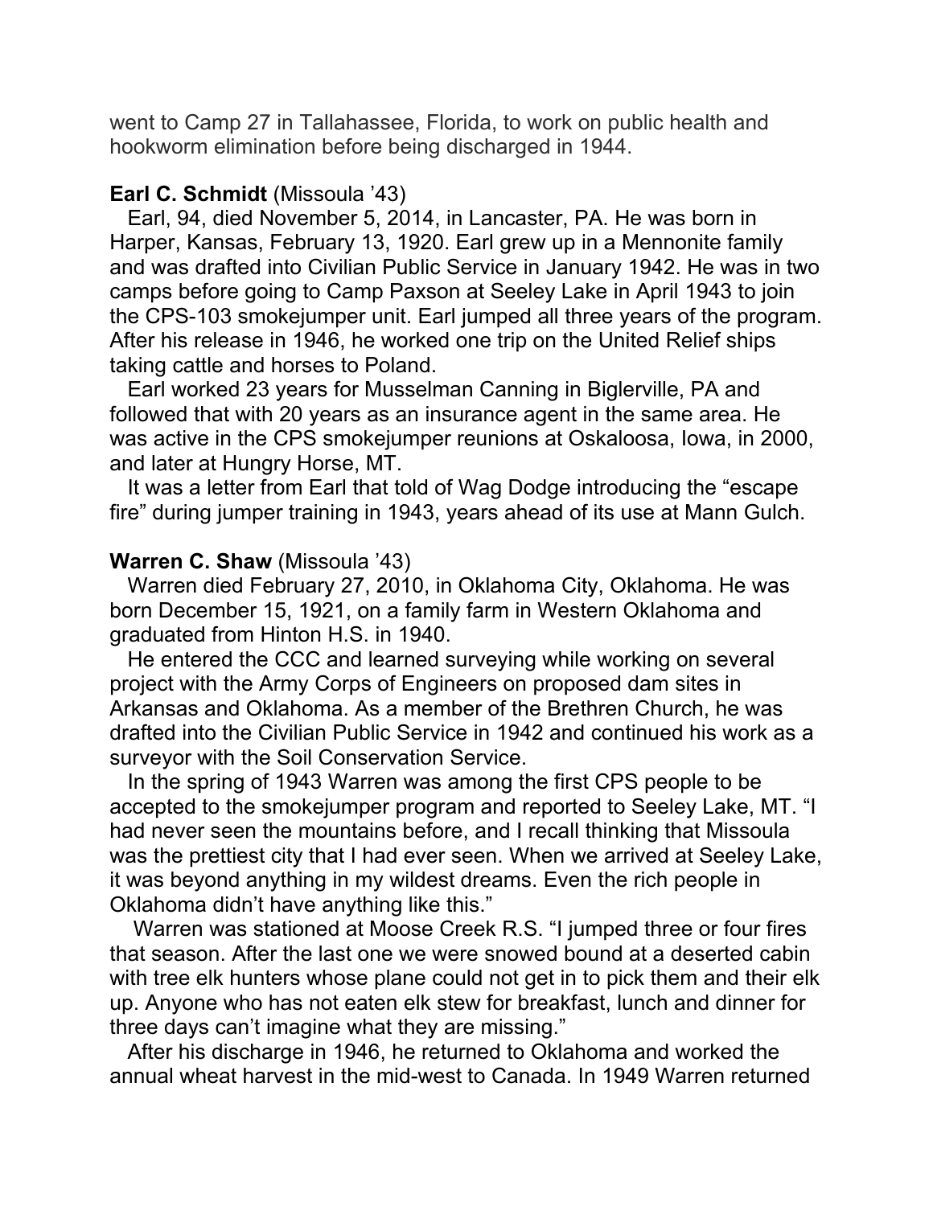went to Camp 27 in Tallahassee, Florida, to work on public health and hookworm elimination before being discharged in 1944.

**Earl C. Schmidt** (Missoula ’43)

Earl, 94, died November 5, 2014, in Lancaster, PA. He was born in Harper, Kansas, February 13, 1920. Earl grew up in a Mennonite family and was drafted into Civilian Public Service in January 1942. He was in two camps before going to Camp Paxson at Seeley Lake in April 1943 to join the CPS-103 smokejumper unit. Earl jumped all three years of the program. After his release in 1946, he worked one trip on the United Relief ships taking cattle and horses to Poland.

Earl worked 23 years for Musselman Canning in Biglerville, PA and followed that with 20 years as an insurance agent in the same area. He was active in the CPS smokejumper reunions at Oskaloosa, Iowa, in 2000, and later at Hungry Horse, MT.

It was a letter from Earl that told of Wag Dodge introducing the “escape fire” during jumper training in 1943, years ahead of its use at Mann Gulch.

**Warren C. Shaw** (Missoula ’43)

Warren died February 27, 2010, in Oklahoma City, Oklahoma. He was born December 15, 1921, on a family farm in Western Oklahoma and graduated from Hinton H.S. in 1940.

He entered the CCC and learned surveying while working on several project with the Army Corps of Engineers on proposed dam sites in Arkansas and Oklahoma. As a member of the Brethren Church, he was drafted into the Civilian Public Service in 1942 and continued his work as a surveyor with the Soil Conservation Service.

In the spring of 1943 Warren was among the first CPS people to be accepted to the smokejumper program and reported to Seeley Lake, MT. “I had never seen the mountains before, and I recall thinking that Missoula was the prettiest city that I had ever seen. When we arrived at Seeley Lake, it was beyond anything in my wildest dreams. Even the rich people in Oklahoma didn’t have anything like this.”

Warren was stationed at Moose Creek R.S. “I jumped three or four fires that season. After the last one we were snowed bound at a deserted cabin with tree elk hunters whose plane could not get in to pick them and their elk up. Anyone who has not eaten elk stew for breakfast, lunch and dinner for three days can’t imagine what they are missing.”

After his discharge in 1946, he returned to Oklahoma and worked the annual wheat harvest in the mid-west to Canada. In 1949 Warren returned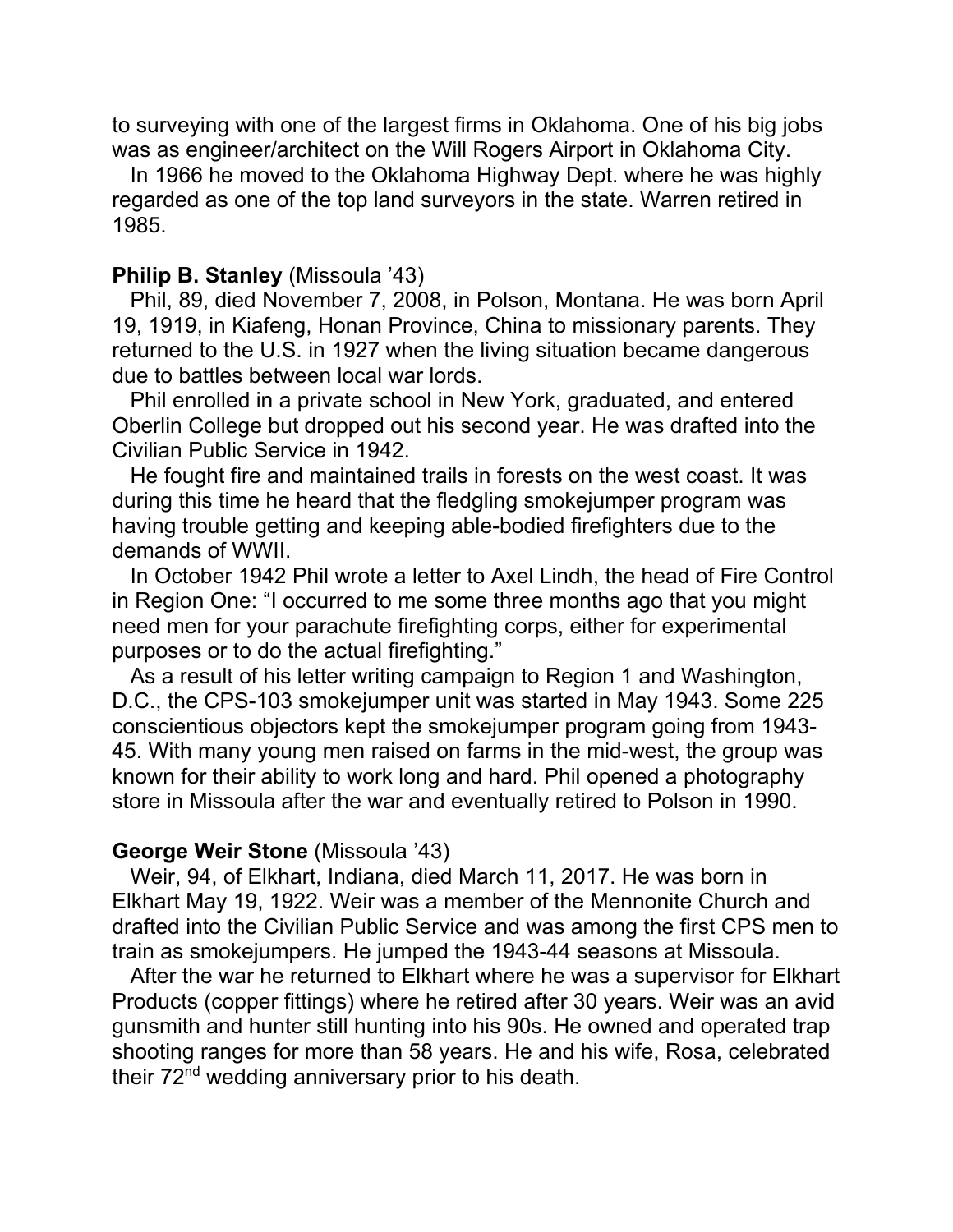to surveying with one of the largest firms in Oklahoma. One of his big jobs was as engineer/architect on the Will Rogers Airport in Oklahoma City.

In 1966 he moved to the Oklahoma Highway Dept. where he was highly regarded as one of the top land surveyors in the state. Warren retired in 1985.

**Philip B. Stanley** (Missoula ’43)

Phil, 89, died November 7, 2008, in Polson, Montana. He was born April 19, 1919, in Kiafeng, Honan Province, China to missionary parents. They returned to the U.S. in 1927 when the living situation became dangerous due to battles between local war lords.

Phil enrolled in a private school in New York, graduated, and entered Oberlin College but dropped out his second year. He was drafted into the Civilian Public Service in 1942.

He fought fire and maintained trails in forests on the west coast. It was during this time he heard that the fledgling smokejumper program was having trouble getting and keeping able-bodied firefighters due to the demands of WWII.

In October 1942 Phil wrote a letter to Axel Lindh, the head of Fire Control in Region One: “I occurred to me some three months ago that you might need men for your parachute firefighting corps, either for experimental purposes or to do the actual firefighting.”

As a result of his letter writing campaign to Region 1 and Washington, D.C., the CPS-103 smokejumper unit was started in May 1943. Some 225 conscientious objectors kept the smokejumper program going from 1943-45. With many young men raised on farms in the mid-west, the group was known for their ability to work long and hard. Phil opened a photography store in Missoula after the war and eventually retired to Polson in 1990.

**George Weir Stone** (Missoula ’43)

Weir, 94, of Elkhart, Indiana, died March 11, 2017. He was born in Elkhart May 19, 1922. Weir was a member of the Mennonite Church and drafted into the Civilian Public Service and was among the first CPS men to train as smokejumpers. He jumped the 1943-44 seasons at Missoula.

After the war he returned to Elkhart where he was a supervisor for Elkhart Products (copper fittings) where he retired after 30 years. Weir was an avid gunsmith and hunter still hunting into his 90s. He owned and operated trap shooting ranges for more than 58 years. He and his wife, Rosa, celebrated their 72nd wedding anniversary prior to his death.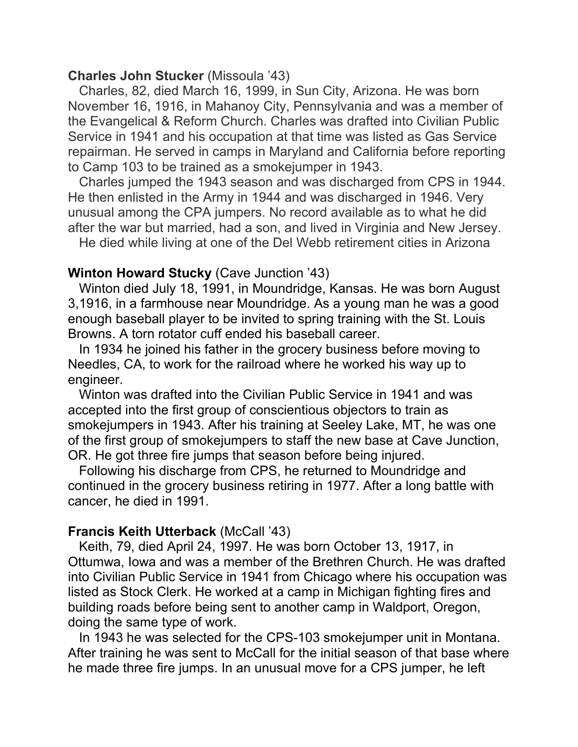**Charles John Stucker** (Missoula ’43)

Charles, 82, died March 16, 1999, in Sun City, Arizona. He was born November 16, 1916, in Mahanoy City, Pennsylvania and was a member of the Evangelical & Reform Church. Charles was drafted into Civilian Public Service in 1941 and his occupation at that time was listed as Gas Service repairman. He served in camps in Maryland and California before reporting to Camp 103 to be trained as a smokejumper in 1943.

Charles jumped the 1943 season and was discharged from CPS in 1944. He then enlisted in the Army in 1944 and was discharged in 1946. Very unusual among the CPA jumpers. No record available as to what he did after the war but married, had a son, and lived in Virginia and New Jersey.

He died while living at one of the Del Webb retirement cities in Arizona

**Winton Howard Stucky** (Cave Junction ’43)

Winton died July 18, 1991, in Moundridge, Kansas. He was born August 3,1916, in a farmhouse near Moundridge. As a young man he was a good enough baseball player to be invited to spring training with the St. Louis Browns. A torn rotator cuff ended his baseball career.

In 1934 he joined his father in the grocery business before moving to Needles, CA, to work for the railroad where he worked his way up to engineer.

Winton was drafted into the Civilian Public Service in 1941 and was accepted into the first group of conscientious objectors to train as smokejumpers in 1943. After his training at Seeley Lake, MT, he was one of the first group of smokejumpers to staff the new base at Cave Junction, OR. He got three fire jumps that season before being injured.

Following his discharge from CPS, he returned to Moundridge and continued in the grocery business retiring in 1977. After a long battle with cancer, he died in 1991.

**Francis Keith Utterback** (McCall ’43)

Keith, 79, died April 24, 1997. He was born October 13, 1917, in Ottumwa, Iowa and was a member of the Brethren Church. He was drafted into Civilian Public Service in 1941 from Chicago where his occupation was listed as Stock Clerk. He worked at a camp in Michigan fighting fires and building roads before being sent to another camp in Waldport, Oregon, doing the same type of work.

In 1943 he was selected for the CPS-103 smokejumper unit in Montana. After training he was sent to McCall for the initial season of that base where he made three fire jumps. In an unusual move for a CPS jumper, he left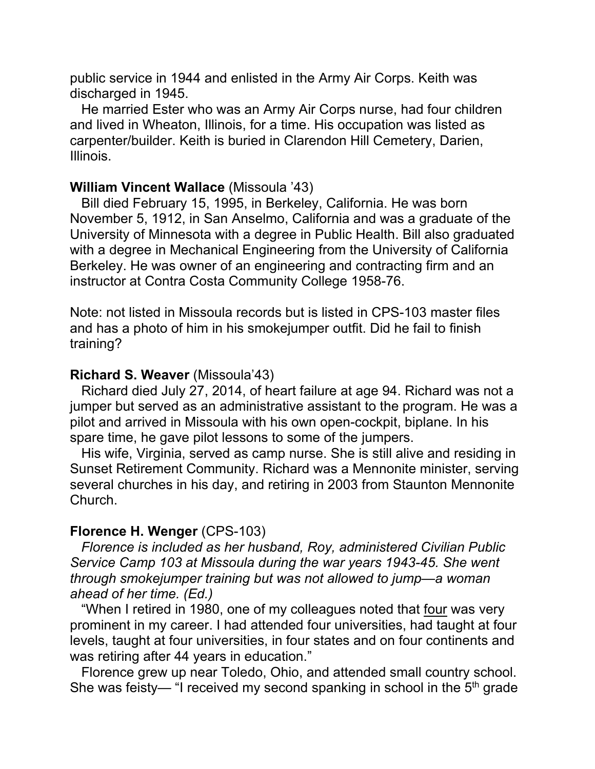public service in 1944 and enlisted in the Army Air Corps. Keith was discharged in 1945.

He married Ester who was an Army Air Corps nurse, had four children and lived in Wheaton, Illinois, for a time. His occupation was listed as carpenter/builder. Keith is buried in Clarendon Hill Cemetery, Darien, Illinois.

**William Vincent Wallace** (Missoula ’43)

Bill died February 15, 1995, in Berkeley, California. He was born November 5, 1912, in San Anselmo, California and was a graduate of the University of Minnesota with a degree in Public Health. Bill also graduated with a degree in Mechanical Engineering from the University of California Berkeley. He was owner of an engineering and contracting firm and an instructor at Contra Costa Community College 1958-76.

Note: not listed in Missoula records but is listed in CPS-103 master files and has a photo of him in his smokejumper outfit. Did he fail to finish training?

**Richard S. Weaver** (Missoula’43)

Richard died July 27, 2014, of heart failure at age 94. Richard was not a jumper but served as an administrative assistant to the program. He was a pilot and arrived in Missoula with his own open-cockpit, biplane. In his spare time, he gave pilot lessons to some of the jumpers.

His wife, Virginia, served as camp nurse. She is still alive and residing in Sunset Retirement Community. Richard was a Mennonite minister, serving several churches in his day, and retiring in 2003 from Staunton Mennonite Church.

**Florence H. Wenger** (CPS-103)

*Florence is included as her husband, Roy, administered Civilian Public Service Camp 103 at Missoula during the war years 1943-45. She went through smokejumper training but was not allowed to jump—a woman ahead of her time. (Ed.)*

“When I retired in 1980, one of my colleagues noted that <u>four</u> was very prominent in my career. I had attended four universities, had taught at four levels, taught at four universities, in four states and on four continents and was retiring after 44 years in education.”

Florence grew up near Toledo, Ohio, and attended small country school. She was feisty— “I received my second spanking in school in the 5th grade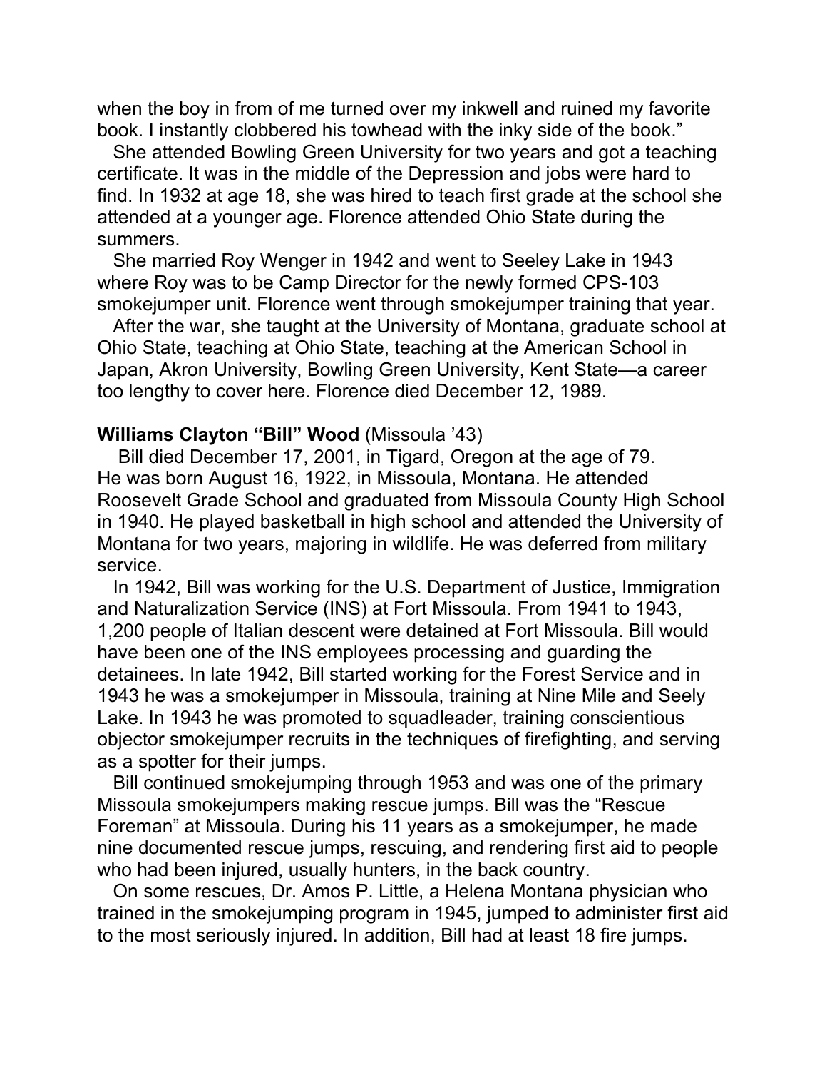when the boy in from of me turned over my inkwell and ruined my favorite book. I instantly clobbered his towhead with the inky side of the book."

She attended Bowling Green University for two years and got a teaching certificate. It was in the middle of the Depression and jobs were hard to find. In 1932 at age 18, she was hired to teach first grade at the school she attended at a younger age. Florence attended Ohio State during the summers.

She married Roy Wenger in 1942 and went to Seeley Lake in 1943 where Roy was to be Camp Director for the newly formed CPS-103 smokejumper unit. Florence went through smokejumper training that year.

After the war, she taught at the University of Montana, graduate school at Ohio State, teaching at Ohio State, teaching at the American School in Japan, Akron University, Bowling Green University, Kent State—a career too lengthy to cover here. Florence died December 12, 1989.

**Williams Clayton "Bill" Wood** (Missoula '43)

Bill died December 17, 2001, in Tigard, Oregon at the age of 79. He was born August 16, 1922, in Missoula, Montana. He attended Roosevelt Grade School and graduated from Missoula County High School in 1940. He played basketball in high school and attended the University of Montana for two years, majoring in wildlife. He was deferred from military service.

In 1942, Bill was working for the U.S. Department of Justice, Immigration and Naturalization Service (INS) at Fort Missoula. From 1941 to 1943, 1,200 people of Italian descent were detained at Fort Missoula. Bill would have been one of the INS employees processing and guarding the detainees. In late 1942, Bill started working for the Forest Service and in 1943 he was a smokejumper in Missoula, training at Nine Mile and Seely Lake. In 1943 he was promoted to squadleader, training conscientious objector smokejumper recruits in the techniques of firefighting, and serving as a spotter for their jumps.

Bill continued smokejumping through 1953 and was one of the primary Missoula smokejumpers making rescue jumps. Bill was the "Rescue Foreman" at Missoula. During his 11 years as a smokejumper, he made nine documented rescue jumps, rescuing, and rendering first aid to people who had been injured, usually hunters, in the back country.

On some rescues, Dr. Amos P. Little, a Helena Montana physician who trained in the smokejumping program in 1945, jumped to administer first aid to the most seriously injured. In addition, Bill had at least 18 fire jumps.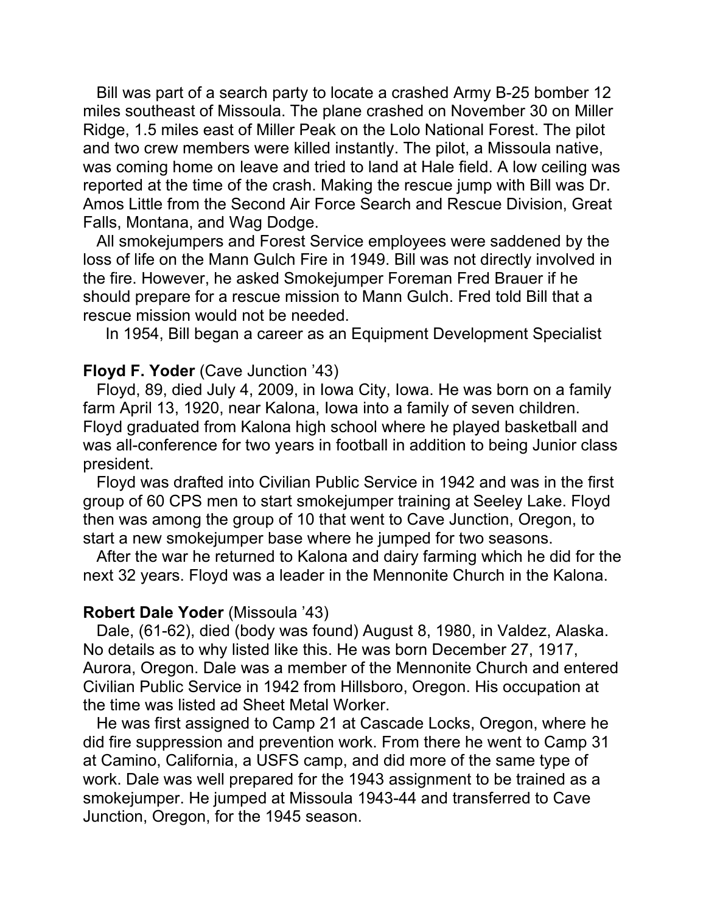Bill was part of a search party to locate a crashed Army B-25 bomber 12 miles southeast of Missoula. The plane crashed on November 30 on Miller Ridge, 1.5 miles east of Miller Peak on the Lolo National Forest. The pilot and two crew members were killed instantly. The pilot, a Missoula native, was coming home on leave and tried to land at Hale field. A low ceiling was reported at the time of the crash. Making the rescue jump with Bill was Dr. Amos Little from the Second Air Force Search and Rescue Division, Great Falls, Montana, and Wag Dodge.

All smokejumpers and Forest Service employees were saddened by the loss of life on the Mann Gulch Fire in 1949. Bill was not directly involved in the fire. However, he asked Smokejumper Foreman Fred Brauer if he should prepare for a rescue mission to Mann Gulch. Fred told Bill that a rescue mission would not be needed.

In 1954, Bill began a career as an Equipment Development Specialist

**Floyd F. Yoder** (Cave Junction '43)

Floyd, 89, died July 4, 2009, in Iowa City, Iowa. He was born on a family farm April 13, 1920, near Kalona, Iowa into a family of seven children. Floyd graduated from Kalona high school where he played basketball and was all-conference for two years in football in addition to being Junior class president.

Floyd was drafted into Civilian Public Service in 1942 and was in the first group of 60 CPS men to start smokejumper training at Seeley Lake. Floyd then was among the group of 10 that went to Cave Junction, Oregon, to start a new smokejumper base where he jumped for two seasons.

After the war he returned to Kalona and dairy farming which he did for the next 32 years. Floyd was a leader in the Mennonite Church in the Kalona.

**Robert Dale Yoder** (Missoula '43)

Dale, (61-62), died (body was found) August 8, 1980, in Valdez, Alaska. No details as to why listed like this. He was born December 27, 1917, Aurora, Oregon. Dale was a member of the Mennonite Church and entered Civilian Public Service in 1942 from Hillsboro, Oregon. His occupation at the time was listed ad Sheet Metal Worker.

He was first assigned to Camp 21 at Cascade Locks, Oregon, where he did fire suppression and prevention work. From there he went to Camp 31 at Camino, California, a USFS camp, and did more of the same type of work. Dale was well prepared for the 1943 assignment to be trained as a smokejumper. He jumped at Missoula 1943-44 and transferred to Cave Junction, Oregon, for the 1945 season.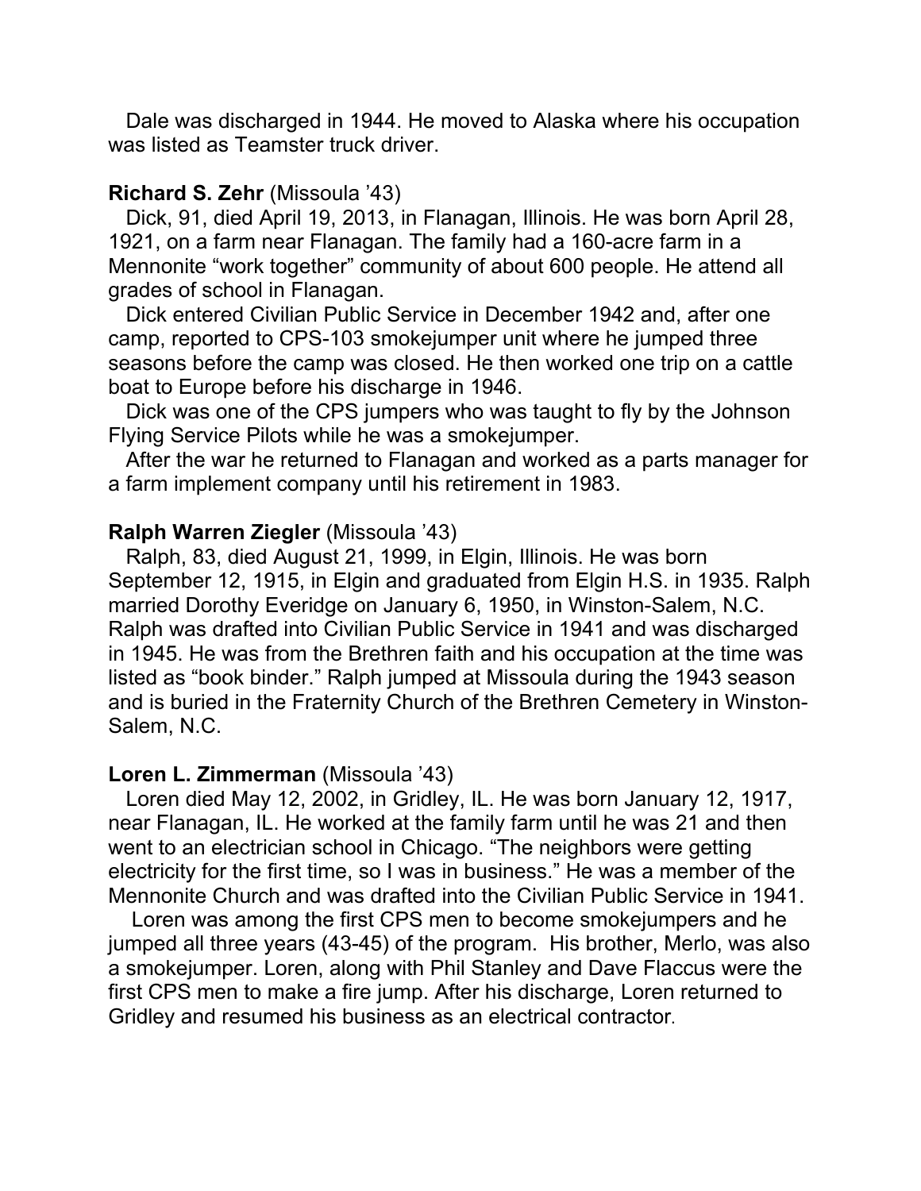Dale was discharged in 1944. He moved to Alaska where his occupation was listed as Teamster truck driver.

**Richard S. Zehr** (Missoula '43)

Dick, 91, died April 19, 2013, in Flanagan, Illinois. He was born April 28, 1921, on a farm near Flanagan. The family had a 160-acre farm in a Mennonite "work together" community of about 600 people. He attend all grades of school in Flanagan.

Dick entered Civilian Public Service in December 1942 and, after one camp, reported to CPS-103 smokejumper unit where he jumped three seasons before the camp was closed. He then worked one trip on a cattle boat to Europe before his discharge in 1946.

Dick was one of the CPS jumpers who was taught to fly by the Johnson Flying Service Pilots while he was a smokejumper.

After the war he returned to Flanagan and worked as a parts manager for a farm implement company until his retirement in 1983.

**Ralph Warren Ziegler** (Missoula '43)

Ralph, 83, died August 21, 1999, in Elgin, Illinois. He was born September 12, 1915, in Elgin and graduated from Elgin H.S. in 1935. Ralph married Dorothy Everidge on January 6, 1950, in Winston-Salem, N.C. Ralph was drafted into Civilian Public Service in 1941 and was discharged in 1945. He was from the Brethren faith and his occupation at the time was listed as "book binder." Ralph jumped at Missoula during the 1943 season and is buried in the Fraternity Church of the Brethren Cemetery in Winston-Salem, N.C.

**Loren L. Zimmerman** (Missoula '43)

Loren died May 12, 2002, in Gridley, IL. He was born January 12, 1917, near Flanagan, IL. He worked at the family farm until he was 21 and then went to an electrician school in Chicago. "The neighbors were getting electricity for the first time, so I was in business." He was a member of the Mennonite Church and was drafted into the Civilian Public Service in 1941.

Loren was among the first CPS men to become smokejumpers and he jumped all three years (43-45) of the program. His brother, Merlo, was also a smokejumper. Loren, along with Phil Stanley and Dave Flaccus were the first CPS men to make a fire jump. After his discharge, Loren returned to Gridley and resumed his business as an electrical contractor.